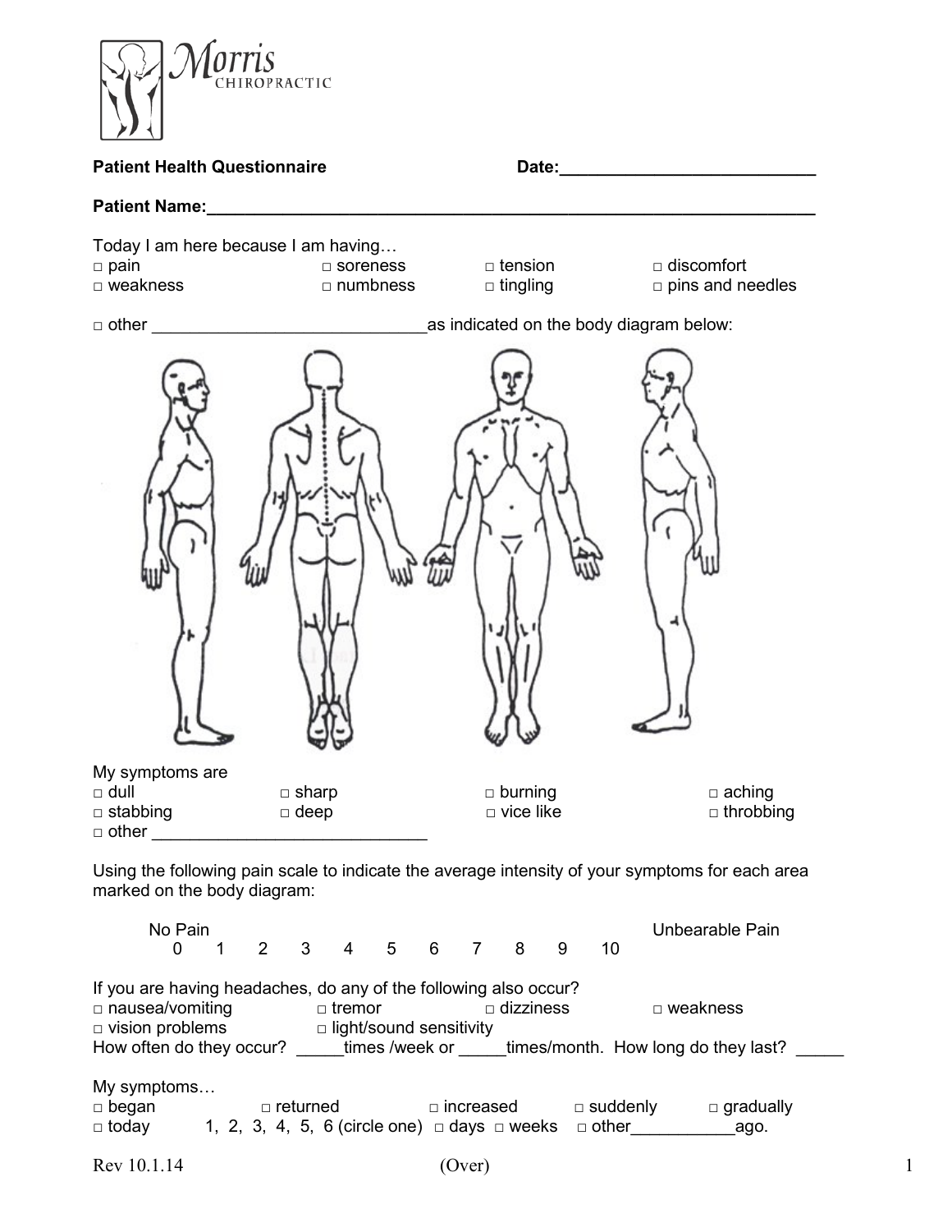Morris CHIROPRACTIC

**Patient Health Questionnaire** **Date:___________________________**

**Patient Name:_________________________________________________________________**

Today I am here because I am having…

□ pain □ soreness □ tension □ discomfort
□ weakness □ numbness □ tingling □ pins and needles

□ other _____________________________as indicated on the body diagram below:

My symptoms are

□ dull □ sharp □ burning □ aching
□ stabbing □ deep □ vice like □ throbbing
□ other _____________________________

Using the following pain scale to indicate the average intensity of your symptoms for each area marked on the body diagram:

No Pain Unbearable Pain
0 1 2 3 4 5 6 7 8 9 10

If you are having headaches, do any of the following also occur?

□ nausea/vomiting □ tremor □ dizziness □ weakness
□ vision problems □ light/sound sensitivity

How often do they occur? _____times /week or _____times/month. How long do they last? _____

My symptoms…

□ began □ returned □ increased □ suddenly □ gradually
□ today 1, 2, 3, 4, 5, 6 (circle one) □ days □ weeks □ other___________ago.

Rev 10.1.14 (Over)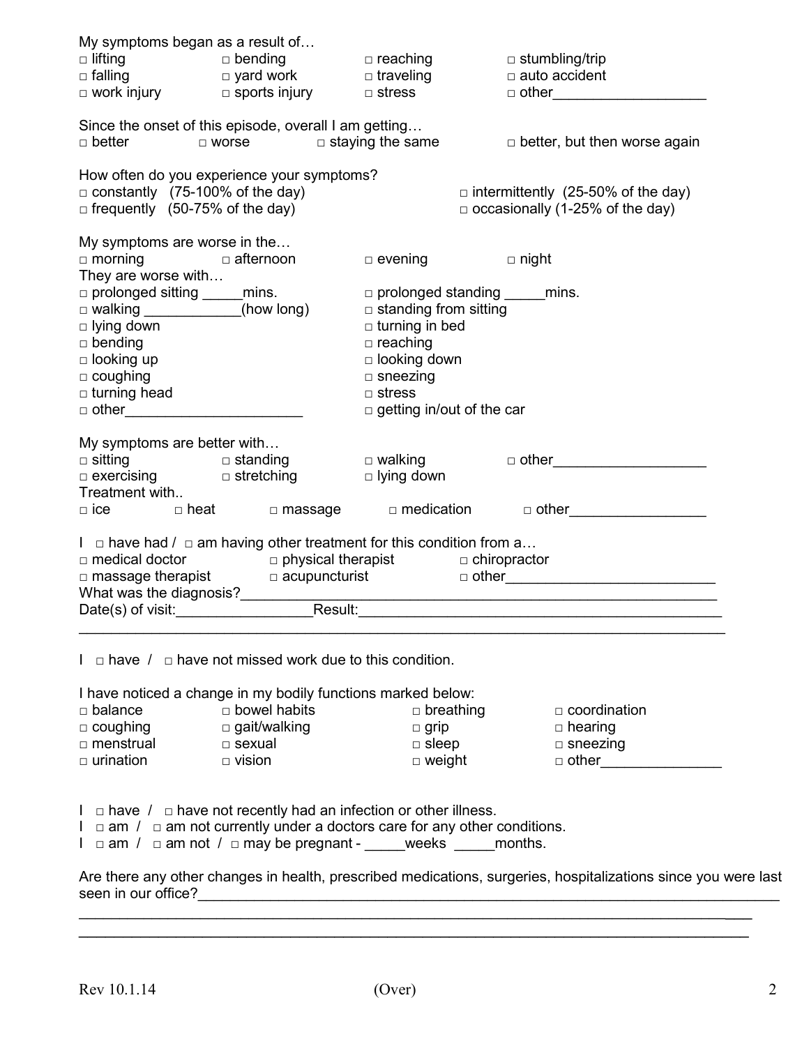My symptoms began as a result of…

| | | | |
|---|---|---|---|
| □ lifting | □ bending | □ reaching | □ stumbling/trip |
| □ falling | □ yard work | □ traveling | □ auto accident |
| □ work injury | □ sports injury | □ stress | □ other___________________ |

Since the onset of this episode, overall I am getting…

□ better □ worse □ staying the same □ better, but then worse again

How often do you experience your symptoms?

| | |
|---|---|
| □ constantly (75-100% of the day) | □ intermittently (25-50% of the day) |
| □ frequently (50-75% of the day) | □ occasionally (1-25% of the day) |

My symptoms are worse in the…

□ morning □ afternoon □ evening □ night

They are worse with…

| | |
|---|---|
| □ prolonged sitting _____mins. | □ prolonged standing _____mins. |
| □ walking ____________(how long) | □ standing from sitting |
| □ lying down | □ turning in bed |
| □ bending | □ reaching |
| □ looking up | □ looking down |
| □ coughing | □ sneezing |
| □ turning head | □ stress |
| □ other______________________ | □ getting in/out of the car |

My symptoms are better with…

| | | | |
|---|---|---|---|
| □ sitting | □ standing | □ walking | □ other___________________ |
| □ exercising | □ stretching | □ lying down | |

Treatment with..

□ ice □ heat □ massage □ medication □ other_________________

I □ have had / □ am having other treatment for this condition from a…

| | | |
|---|---|---|
| □ medical doctor | □ physical therapist | □ chiropractor |
| □ massage therapist | □ acupuncturist | □ other__________________________ |

What was the diagnosis?_____________________________________________________________

Date(s) of visit:_________________Result:_____________________________________________

______________________________________________________________________________

I □ have / □ have not missed work due to this condition.

I have noticed a change in my bodily functions marked below:

| | | | |
|---|---|---|---|
| □ balance | □ bowel habits | □ breathing | □ coordination |
| □ coughing | □ gait/walking | □ grip | □ hearing |
| □ menstrual | □ sexual | □ sleep | □ sneezing |
| □ urination | □ vision | □ weight | □ other_______________ |

I □ have / □ have not recently had an infection or other illness.
I □ am / □ am not currently under a doctors care for any other conditions.
I □ am / □ am not / □ may be pregnant - _____weeks _____months.

Are there any other changes in health, prescribed medications, surgeries, hospitalizations since you were last seen in our office?___________________________________________________________________________

______________________________________________________________________________

______________________________________________________________________________

Rev 10.1.14 (Over)